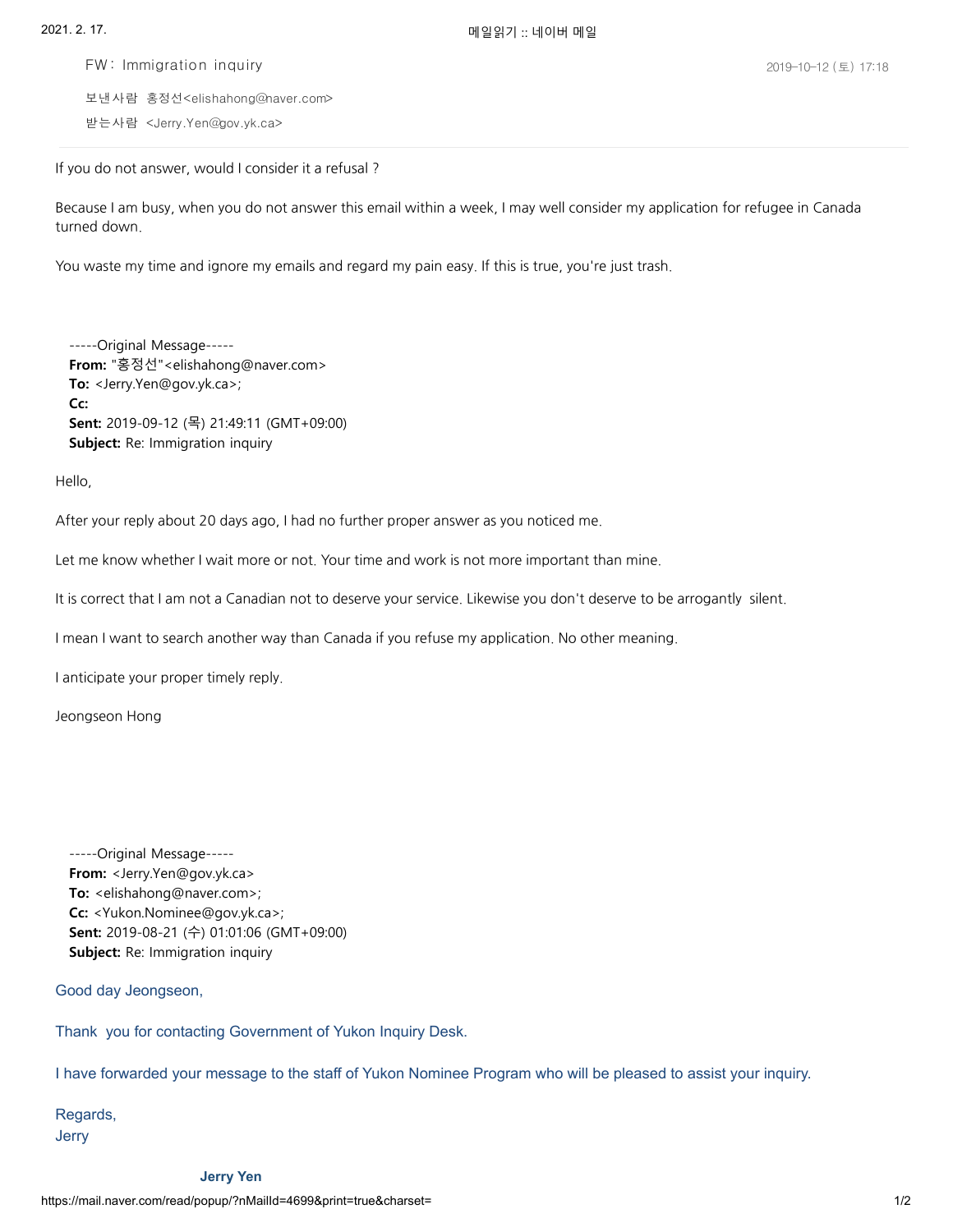FW: Immigration inquiry

2019-10-12 (토) 17:18

보낸사람 홍정선<elishahong@naver.com>

받는사람 <Jerry.Yen@gov.yk.ca>

If you do not answer, would I consider it a refusal ?

Because I am busy, when you do not answer this email within a week, I may well consider my application for refugee in Canada turned down.

You waste my time and ignore my emails and regard my pain easy. If this is true, you're just trash.

-----Original Message-----
**From:** "홍정선"<elishahong@naver.com>
**To:** <Jerry.Yen@gov.yk.ca>;
**Cc:**
**Sent:** 2019-09-12 (목) 21:49:11 (GMT+09:00)
**Subject:** Re: Immigration inquiry

Hello,

After your reply about 20 days ago, I had no further proper answer as you noticed me.

Let me know whether I wait more or not. Your time and work is not more important than mine.

It is correct that I am not a Canadian not to deserve your service. Likewise you don't deserve to be arrogantly silent.

I mean I want to search another way than Canada if you refuse my application. No other meaning.

I anticipate your proper timely reply.

Jeongseon Hong

-----Original Message-----
**From:** <Jerry.Yen@gov.yk.ca>
**To:** <elishahong@naver.com>;
**Cc:** <Yukon.Nominee@gov.yk.ca>;
**Sent:** 2019-08-21 (수) 01:01:06 (GMT+09:00)
**Subject:** Re: Immigration inquiry

Good day Jeongseon,

Thank you for contacting Government of Yukon Inquiry Desk.

I have forwarded your message to the staff of Yukon Nominee Program who will be pleased to assist your inquiry.

Regards,
Jerry

**Jerry Yen**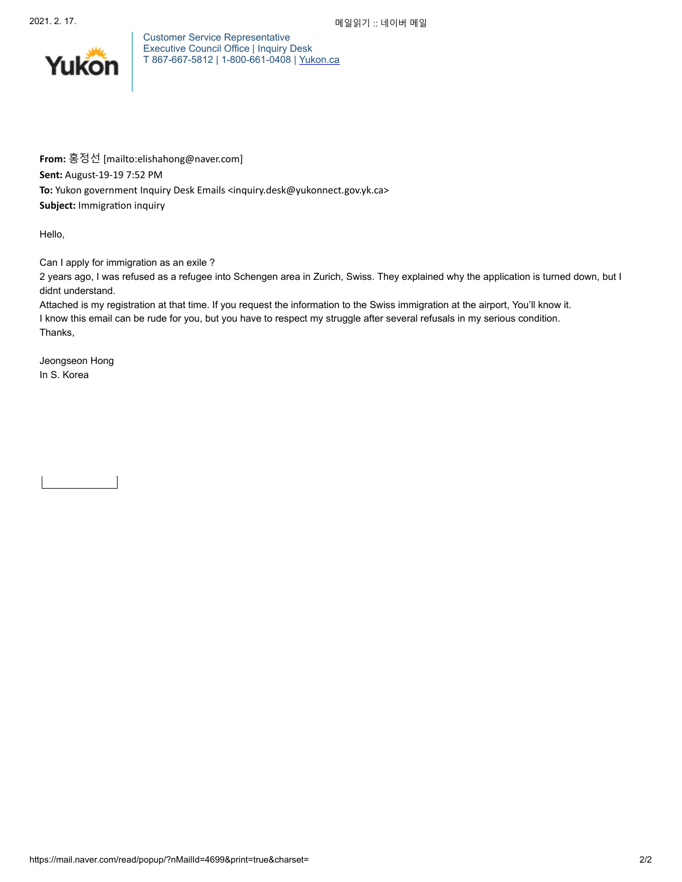Customer Service Representative
Executive Council Office | Inquiry Desk
T 867-667-5812 | 1-800-661-0408 | Yukon.ca

**From:** 홍정선 [mailto:elishahong@naver.com]
**Sent:** August-19-19 7:52 PM
**To:** Yukon government Inquiry Desk Emails <inquiry.desk@yukonnect.gov.yk.ca>
**Subject:** Immigration inquiry

Hello,

Can I apply for immigration as an exile ?
2 years ago, I was refused as a refugee into Schengen area in Zurich, Swiss. They explained why the application is turned down, but I didnt understand.
Attached is my registration at that time. If you request the information to the Swiss immigration at the airport, You'll know it.
I know this email can be rude for you, but you have to respect my struggle after several refusals in my serious condition.
Thanks,

Jeongseon Hong
In S. Korea